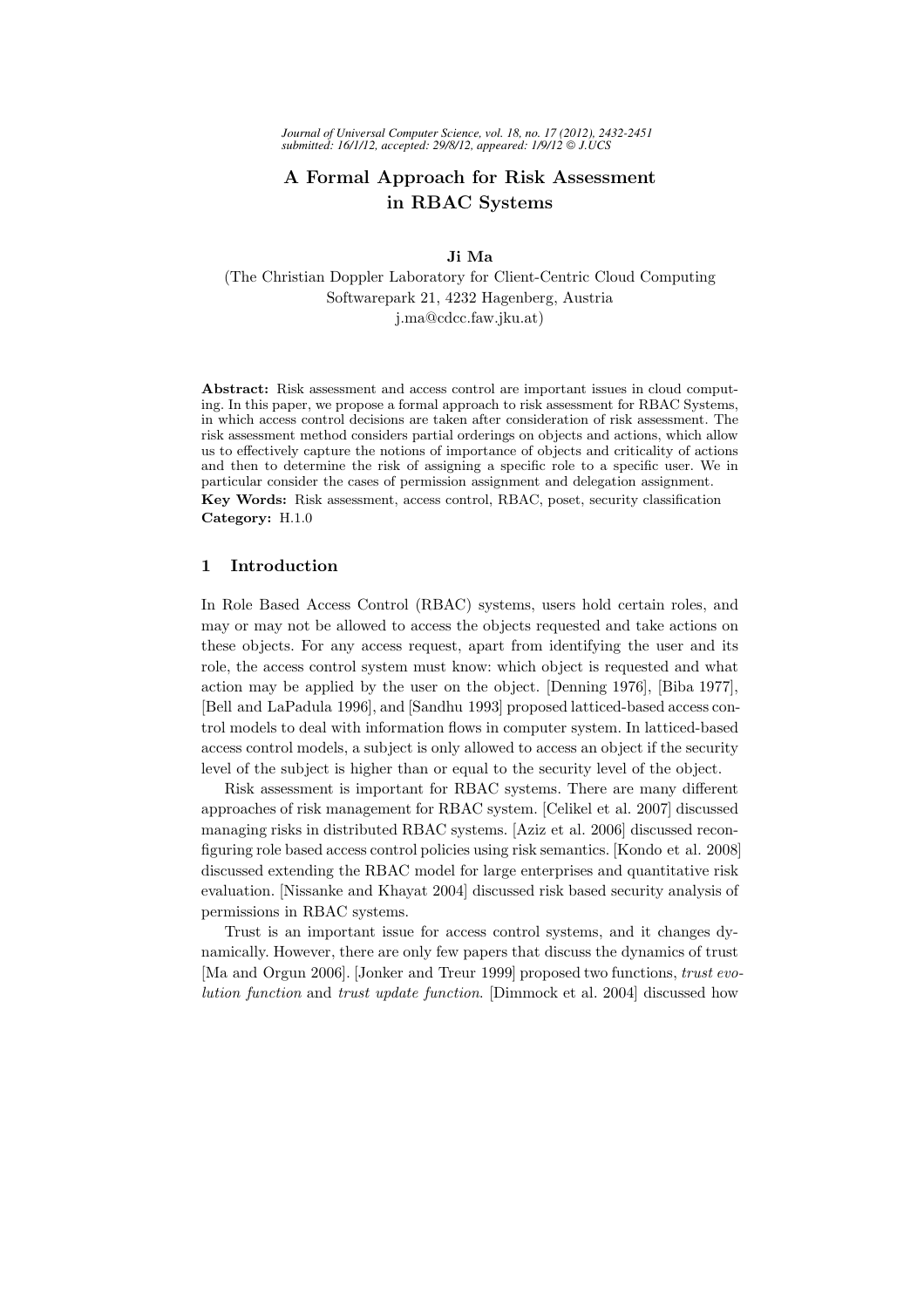# A Formal Approach for Risk Assessment in RBAC Systems

**Ji Ma**

(The Christian Doppler Laboratory for Client-Centric Cloud Computing
Softwarepark 21, 4232 Hagenberg, Austria
j.ma@cdcc.faw.jku.at)

**Abstract:** Risk assessment and access control are important issues in cloud computing. In this paper, we propose a formal approach to risk assessment for RBAC Systems, in which access control decisions are taken after consideration of risk assessment. The risk assessment method considers partial orderings on objects and actions, which allow us to effectively capture the notions of importance of objects and criticality of actions and then to determine the risk of assigning a specific role to a specific user. We in particular consider the cases of permission assignment and delegation assignment.

**Key Words:** Risk assessment, access control, RBAC, poset, security classification

**Category:** H.1.0

## 1 Introduction

In Role Based Access Control (RBAC) systems, users hold certain roles, and may or may not be allowed to access the objects requested and take actions on these objects. For any access request, apart from identifying the user and its role, the access control system must know: which object is requested and what action may be applied by the user on the object. [Denning 1976], [Biba 1977], [Bell and LaPadula 1996], and [Sandhu 1993] proposed latticed-based access control models to deal with information flows in computer system. In latticed-based access control models, a subject is only allowed to access an object if the security level of the subject is higher than or equal to the security level of the object.

Risk assessment is important for RBAC systems. There are many different approaches of risk management for RBAC system. [Celikel et al. 2007] discussed managing risks in distributed RBAC systems. [Aziz et al. 2006] discussed reconfiguring role based access control policies using risk semantics. [Kondo et al. 2008] discussed extending the RBAC model for large enterprises and quantitative risk evaluation. [Nissanke and Khayat 2004] discussed risk based security analysis of permissions in RBAC systems.

Trust is an important issue for access control systems, and it changes dynamically. However, there are only few papers that discuss the dynamics of trust [Ma and Orgun 2006]. [Jonker and Treur 1999] proposed two functions, *trust evolution function* and *trust update function*. [Dimmock et al. 2004] discussed how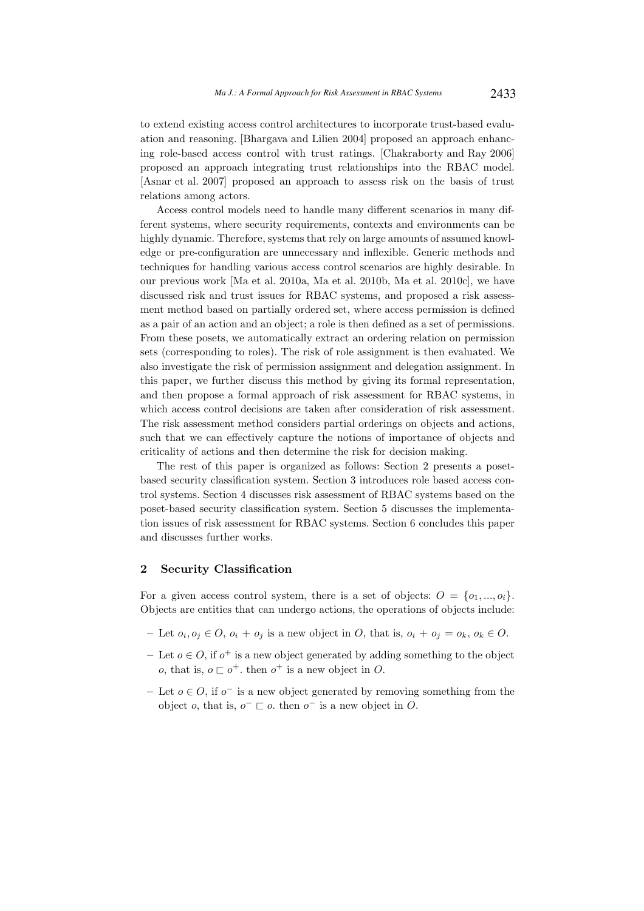to extend existing access control architectures to incorporate trust-based evaluation and reasoning. [Bhargava and Lilien 2004] proposed an approach enhancing role-based access control with trust ratings. [Chakraborty and Ray 2006] proposed an approach integrating trust relationships into the RBAC model. [Asnar et al. 2007] proposed an approach to assess risk on the basis of trust relations among actors.

Access control models need to handle many different scenarios in many different systems, where security requirements, contexts and environments can be highly dynamic. Therefore, systems that rely on large amounts of assumed knowledge or pre-configuration are unnecessary and inflexible. Generic methods and techniques for handling various access control scenarios are highly desirable. In our previous work [Ma et al. 2010a, Ma et al. 2010b, Ma et al. 2010c], we have discussed risk and trust issues for RBAC systems, and proposed a risk assessment method based on partially ordered set, where access permission is defined as a pair of an action and an object; a role is then defined as a set of permissions. From these posets, we automatically extract an ordering relation on permission sets (corresponding to roles). The risk of role assignment is then evaluated. We also investigate the risk of permission assignment and delegation assignment. In this paper, we further discuss this method by giving its formal representation, and then propose a formal approach of risk assessment for RBAC systems, in which access control decisions are taken after consideration of risk assessment. The risk assessment method considers partial orderings on objects and actions, such that we can effectively capture the notions of importance of objects and criticality of actions and then determine the risk for decision making.

The rest of this paper is organized as follows: Section 2 presents a poset-based security classification system. Section 3 introduces role based access control systems. Section 4 discusses risk assessment of RBAC systems based on the poset-based security classification system. Section 5 discusses the implementation issues of risk assessment for RBAC systems. Section 6 concludes this paper and discusses further works.

## 2 Security Classification

For a given access control system, there is a set of objects: $O = \{o_1, ..., o_i\}$. Objects are entities that can undergo actions, the operations of objects include:

- Let $o_i, o_j \in O$, $o_i + o_j$ is a new object in $O$, that is, $o_i + o_j = o_k$, $o_k \in O$.
- Let $o \in O$, if $o^+$ is a new object generated by adding something to the object $o$, that is, $o \sqsubset o^+$. then $o^+$ is a new object in $O$.
- Let $o \in O$, if $o^-$ is a new object generated by removing something from the object $o$, that is, $o^- \sqsubset o$. then $o^-$ is a new object in $O$.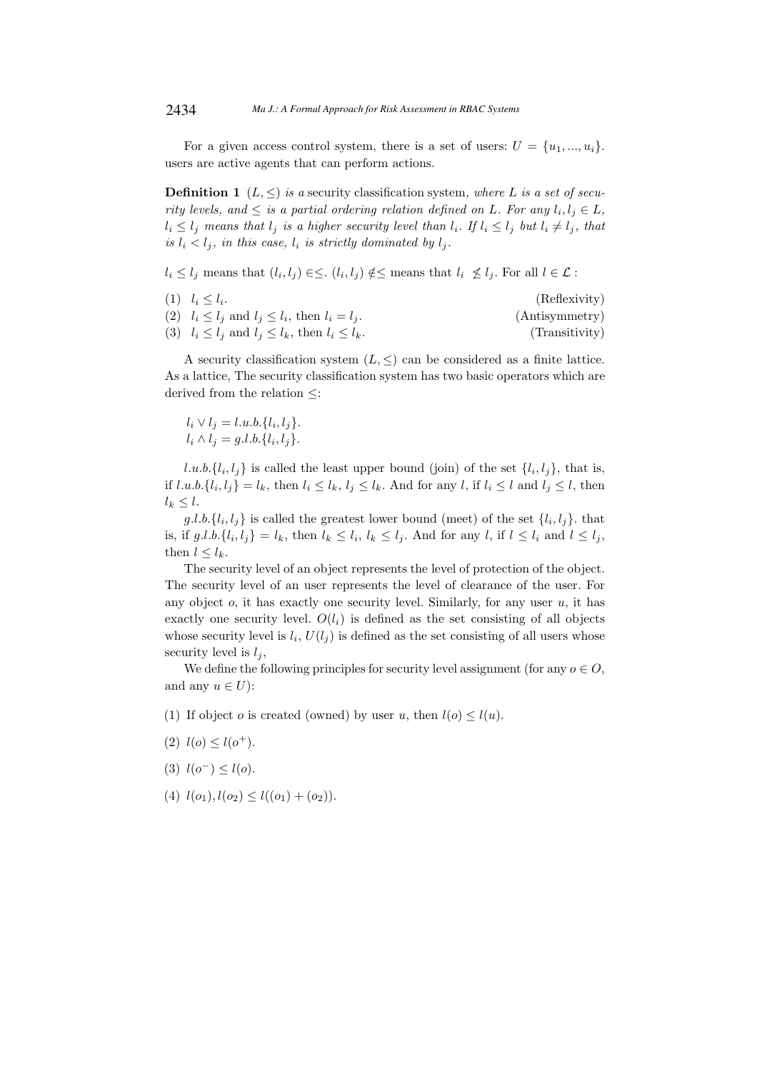For a given access control system, there is a set of users: $U = \{u_1, ..., u_i\}$. users are active agents that can perform actions.

**Definition 1** $(L, \leq)$ *is a* security classification system*, where $L$ is a set of security levels, and $\leq$ is a partial ordering relation defined on $L$. For any $l_i, l_j \in L$, $l_i \leq l_j$ means that $l_j$ is a higher security level than $l_i$. If $l_i \leq l_j$ but $l_i \neq l_j$, that is $l_i < l_j$, in this case, $l_i$ is strictly dominated by $l_j$.*

$l_i \leq l_j$ means that $(l_i, l_j) \in \leq$. $(l_i, l_j) \notin \leq$ means that $l_i \not\leq l_j$. For all $l \in \mathcal{L}$ :

(1) $l_i \leq l_i$. (Reflexivity)
(2) $l_i \leq l_j$ and $l_j \leq l_i$, then $l_i = l_j$. (Antisymmetry)
(3) $l_i \leq l_j$ and $l_j \leq l_k$, then $l_i \leq l_k$. (Transitivity)

A security classification system $(L, \leq)$ can be considered as a finite lattice. As a lattice, The security classification system has two basic operators which are derived from the relation $\leq$:

$l_i \vee l_j = l.u.b.\{l_i, l_j\}$.
$l_i \wedge l_j = g.l.b.\{l_i, l_j\}$.

$l.u.b.\{l_i, l_j\}$ is called the least upper bound (join) of the set $\{l_i, l_j\}$, that is, if $l.u.b.\{l_i, l_j\} = l_k$, then $l_i \leq l_k$, $l_j \leq l_k$. And for any $l$, if $l_i \leq l$ and $l_j \leq l$, then $l_k \leq l$.

$g.l.b.\{l_i, l_j\}$ is called the greatest lower bound (meet) of the set $\{l_i, l_j\}$. that is, if $g.l.b.\{l_i, l_j\} = l_k$, then $l_k \leq l_i$, $l_k \leq l_j$. And for any $l$, if $l \leq l_i$ and $l \leq l_j$, then $l \leq l_k$.

The security level of an object represents the level of protection of the object. The security level of an user represents the level of clearance of the user. For any object $o$, it has exactly one security level. Similarly, for any user $u$, it has exactly one security level. $O(l_i)$ is defined as the set consisting of all objects whose security level is $l_i$, $U(l_j)$ is defined as the set consisting of all users whose security level is $l_j$,

We define the following principles for security level assignment (for any $o \in O$, and any $u \in U$):

(1) If object $o$ is created (owned) by user $u$, then $l(o) \leq l(u)$.

(2) $l(o) \leq l(o^+)$.

(3) $l(o^-) \leq l(o)$.

(4) $l(o_1), l(o_2) \leq l((o_1) + (o_2))$.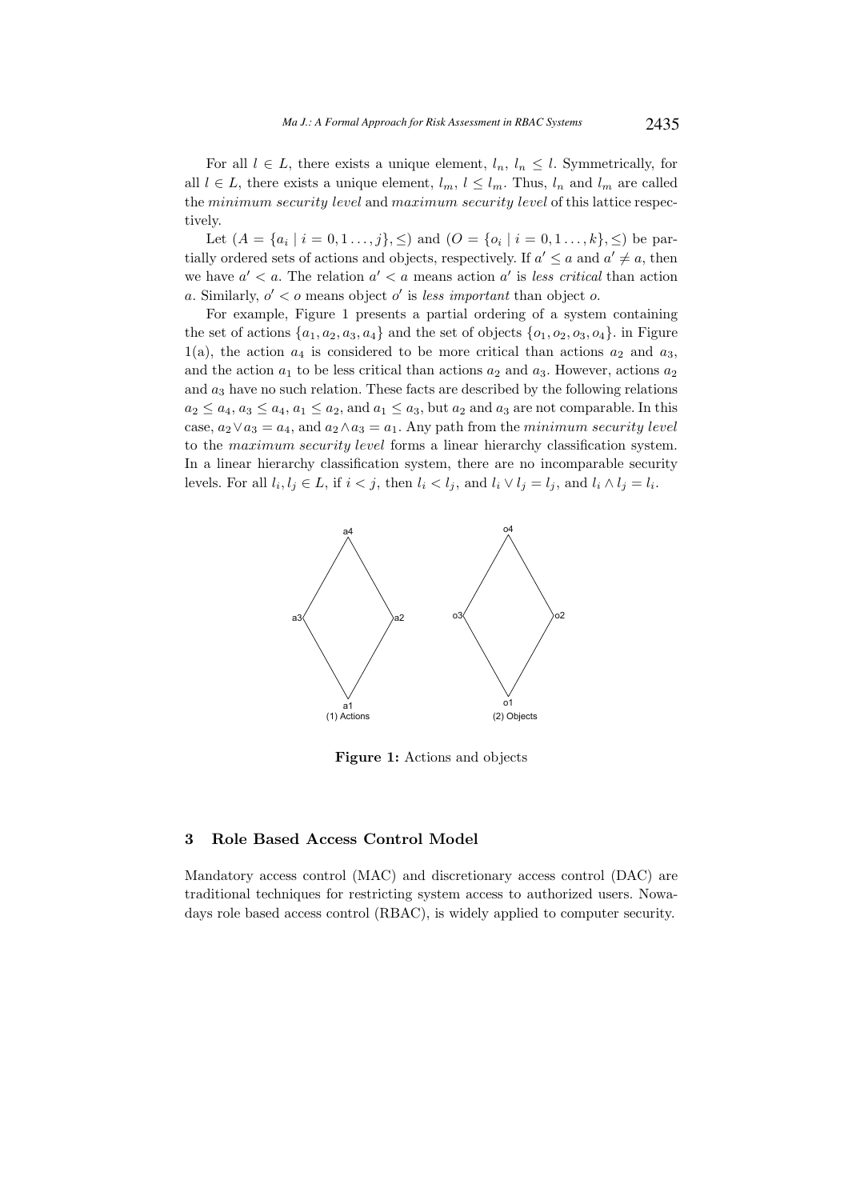For all $l \in L$, there exists a unique element, $l_n$, $l_n \leq l$. Symmetrically, for all $l \in L$, there exists a unique element, $l_m$, $l \leq l_m$. Thus, $l_n$ and $l_m$ are called the *minimum security level* and *maximum security level* of this lattice respectively.

Let $(A = \{a_i \mid i = 0, 1 \ldots, j\}, \leq)$ and $(O = \{o_i \mid i = 0, 1 \ldots, k\}, \leq)$ be partially ordered sets of actions and objects, respectively. If $a' \leq a$ and $a' \neq a$, then we have $a' < a$. The relation $a' < a$ means action $a'$ is *less critical* than action $a$. Similarly, $o' < o$ means object $o'$ is *less important* than object $o$.

For example, Figure 1 presents a partial ordering of a system containing the set of actions $\{a_1, a_2, a_3, a_4\}$ and the set of objects $\{o_1, o_2, o_3, o_4\}$. in Figure 1(a), the action $a_4$ is considered to be more critical than actions $a_2$ and $a_3$, and the action $a_1$ to be less critical than actions $a_2$ and $a_3$. However, actions $a_2$ and $a_3$ have no such relation. These facts are described by the following relations $a_2 \leq a_4$, $a_3 \leq a_4$, $a_1 \leq a_2$, and $a_1 \leq a_3$, but $a_2$ and $a_3$ are not comparable. In this case, $a_2 \vee a_3 = a_4$, and $a_2 \wedge a_3 = a_1$. Any path from the *minimum security level* to the *maximum security level* forms a linear hierarchy classification system. In a linear hierarchy classification system, there are no incomparable security levels. For all $l_i, l_j \in L$, if $i < j$, then $l_i < l_j$, and $l_i \vee l_j = l_j$, and $l_i \wedge l_j = l_i$.

(1) Actions

(2) Objects

**Figure 1:** Actions and objects

## 3 Role Based Access Control Model

Mandatory access control (MAC) and discretionary access control (DAC) are traditional techniques for restricting system access to authorized users. Nowadays role based access control (RBAC), is widely applied to computer security.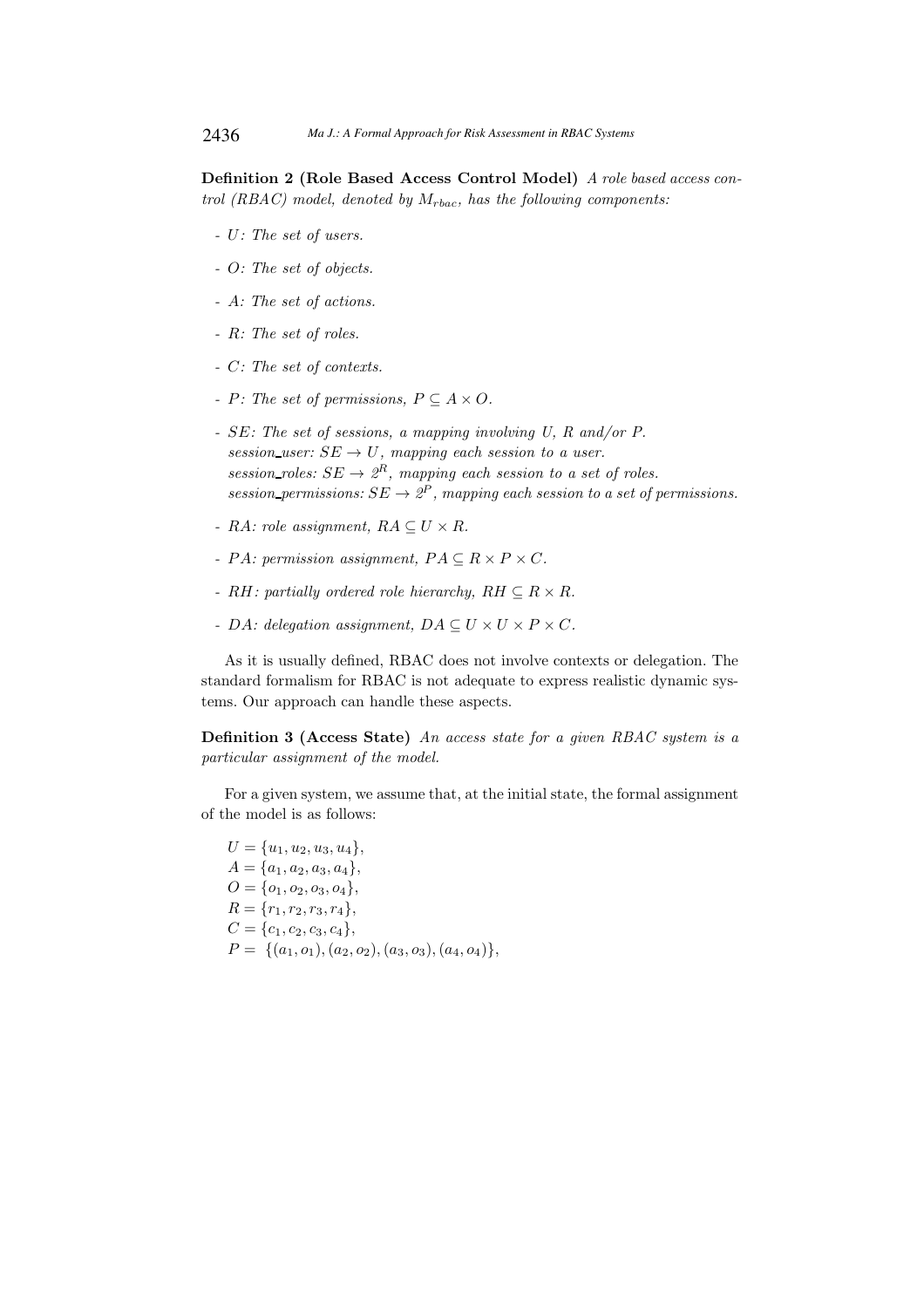**Definition 2 (Role Based Access Control Model)** *A role based access control (RBAC) model, denoted by $M_{rbac}$, has the following components:*

- *$U$: The set of users.*
- *$O$: The set of objects.*
- *$A$: The set of actions.*
- *$R$: The set of roles.*
- *$C$: The set of contexts.*
- *$P$: The set of permissions, $P \subseteq A \times O$.*
- *$SE$: The set of sessions, a mapping involving $U$, $R$ and/or $P$.*
  *session_user: $SE \rightarrow U$, mapping each session to a user.*
  *session_roles: $SE \rightarrow 2^R$, mapping each session to a set of roles.*
  *session_permissions: $SE \rightarrow 2^P$, mapping each session to a set of permissions.*
- *$RA$: role assignment, $RA \subseteq U \times R$.*
- *$PA$: permission assignment, $PA \subseteq R \times P \times C$.*
- *$RH$: partially ordered role hierarchy, $RH \subseteq R \times R$.*
- *$DA$: delegation assignment, $DA \subseteq U \times U \times P \times C$.*

As it is usually defined, RBAC does not involve contexts or delegation. The standard formalism for RBAC is not adequate to express realistic dynamic systems. Our approach can handle these aspects.

**Definition 3 (Access State)** *An access state for a given RBAC system is a particular assignment of the model.*

For a given system, we assume that, at the initial state, the formal assignment of the model is as follows:

$U = \{u_1, u_2, u_3, u_4\}$,
$A = \{a_1, a_2, a_3, a_4\}$,
$O = \{o_1, o_2, o_3, o_4\}$,
$R = \{r_1, r_2, r_3, r_4\}$,
$C = \{c_1, c_2, c_3, c_4\}$,
$P = \{(a_1, o_1), (a_2, o_2), (a_3, o_3), (a_4, o_4)\}$,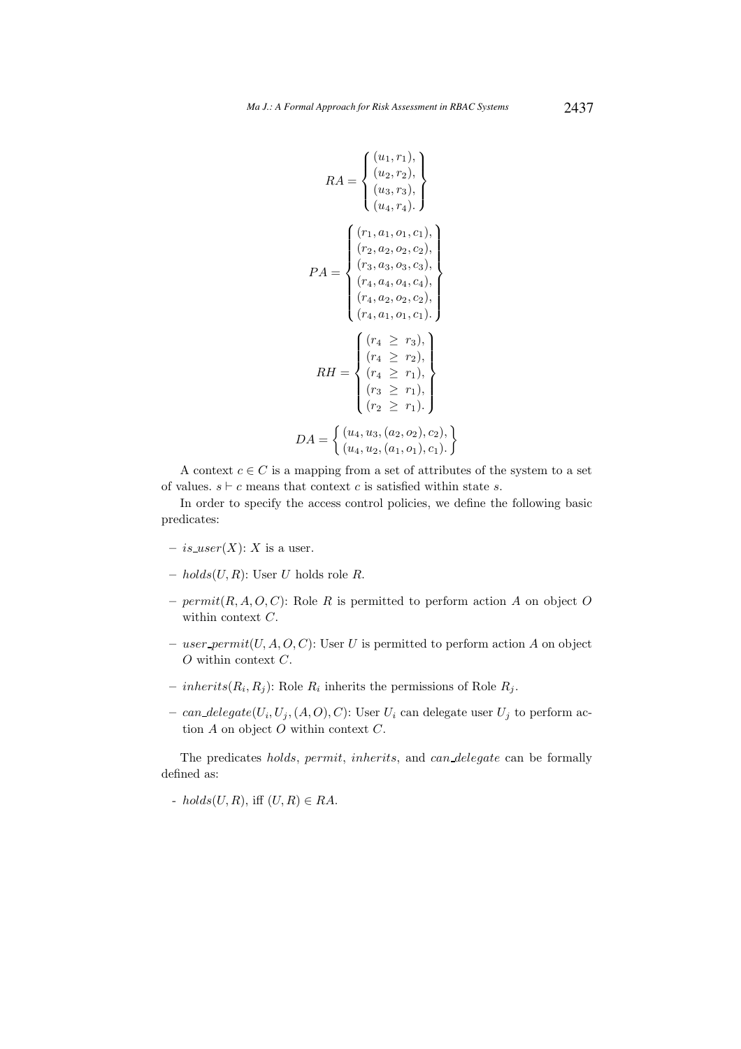$$RA = \left\{ \begin{array}{l} (u_1, r_1), \\ (u_2, r_2), \\ (u_3, r_3), \\ (u_4, r_4). \end{array} \right\}$$

$$PA = \left\{ \begin{array}{l} (r_1, a_1, o_1, c_1), \\ (r_2, a_2, o_2, c_2), \\ (r_3, a_3, o_3, c_3), \\ (r_4, a_4, o_4, c_4), \\ (r_4, a_2, o_2, c_2), \\ (r_4, a_1, o_1, c_1). \end{array} \right\}$$

$$RH = \left\{ \begin{array}{l} (r_4 \; \geq \; r_3), \\ (r_4 \; \geq \; r_2), \\ (r_4 \; \geq \; r_1), \\ (r_3 \; \geq \; r_1), \\ (r_2 \; \geq \; r_1). \end{array} \right\}$$

$$DA = \left\{ \begin{array}{l} (u_4, u_3, (a_2, o_2), c_2), \\ (u_4, u_2, (a_1, o_1), c_1). \end{array} \right\}$$

A context $c \in C$ is a mapping from a set of attributes of the system to a set of values. $s \vdash c$ means that context $c$ is satisfied within state $s$.

In order to specify the access control policies, we define the following basic predicates:

- $is\_user(X)$: $X$ is a user.
- $holds(U, R)$: User $U$ holds role $R$.
- $permit(R, A, O, C)$: Role $R$ is permitted to perform action $A$ on object $O$ within context $C$.
- $user\_permit(U, A, O, C)$: User $U$ is permitted to perform action $A$ on object $O$ within context $C$.
- $inherits(R_i, R_j)$: Role $R_i$ inherits the permissions of Role $R_j$.
- $can\_delegate(U_i, U_j, (A, O), C)$: User $U_i$ can delegate user $U_j$ to perform action $A$ on object $O$ within context $C$.

The predicates *holds*, *permit*, *inherits*, and *can_delegate* can be formally defined as:

- $holds(U, R)$, iff $(U, R) \in RA$.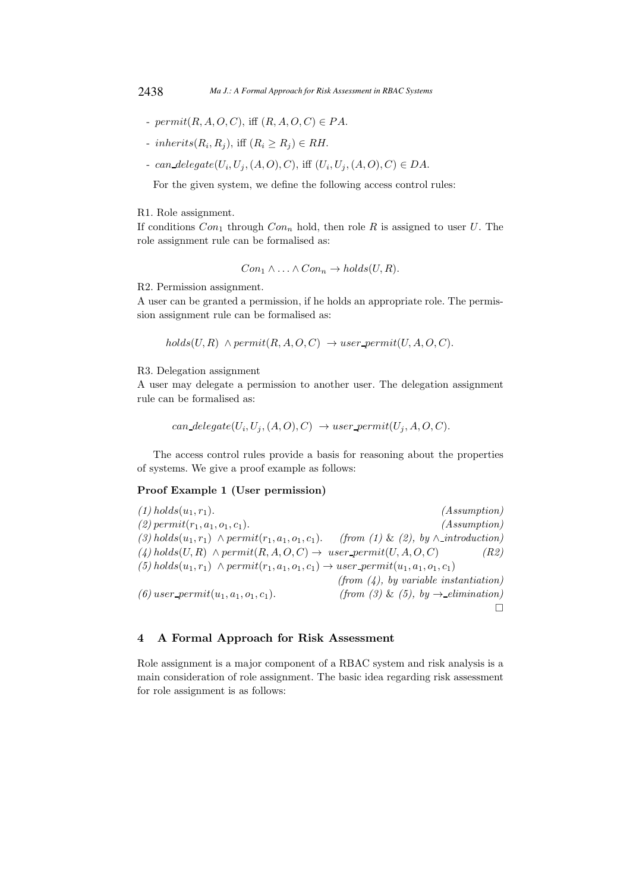- $permit(R, A, O, C)$, iff $(R, A, O, C) \in PA$.
- $inherits(R_i, R_j)$, iff $(R_i \geq R_j) \in RH$.
- $can\_delegate(U_i, U_j, (A, O), C)$, iff $(U_i, U_j, (A, O), C) \in DA$.

For the given system, we define the following access control rules:

R1. Role assignment.
If conditions $Con_1$ through $Con_n$ hold, then role $R$ is assigned to user $U$. The role assignment rule can be formalised as:

$$Con_1 \wedge \ldots \wedge Con_n \rightarrow holds(U, R).$$

R2. Permission assignment.
A user can be granted a permission, if he holds an appropriate role. The permission assignment rule can be formalised as:

$$holds(U, R) \ \wedge permit(R, A, O, C) \ \rightarrow user\_permit(U, A, O, C).$$

R3. Delegation assignment
A user may delegate a permission to another user. The delegation assignment rule can be formalised as:

$$can\_delegate(U_i, U_j, (A, O), C) \ \rightarrow user\_permit(U_j, A, O, C).$$

The access control rules provide a basis for reasoning about the properties of systems. We give a proof example as follows:

**Proof Example 1 (User permission)**

(1) $holds(u_1, r_1)$. *(Assumption)*
(2) $permit(r_1, a_1, o_1, c_1)$. *(Assumption)*
(3) $holds(u_1, r_1) \ \wedge permit(r_1, a_1, o_1, c_1)$. *(from (1) & (2), by $\wedge$_introduction)*
(4) $holds(U, R) \ \wedge permit(R, A, O, C) \rightarrow \ user\_permit(U, A, O, C)$ *(R2)*
(5) $holds(u_1, r_1) \ \wedge permit(r_1, a_1, o_1, c_1) \rightarrow user\_permit(u_1, a_1, o_1, c_1)$ *(from (4), by variable instantiation)*
(6) $user\_permit(u_1, a_1, o_1, c_1)$. *(from (3) & (5), by $\rightarrow$_elimination)*

□

## 4 A Formal Approach for Risk Assessment

Role assignment is a major component of a RBAC system and risk analysis is a main consideration of role assignment. The basic idea regarding risk assessment for role assignment is as follows: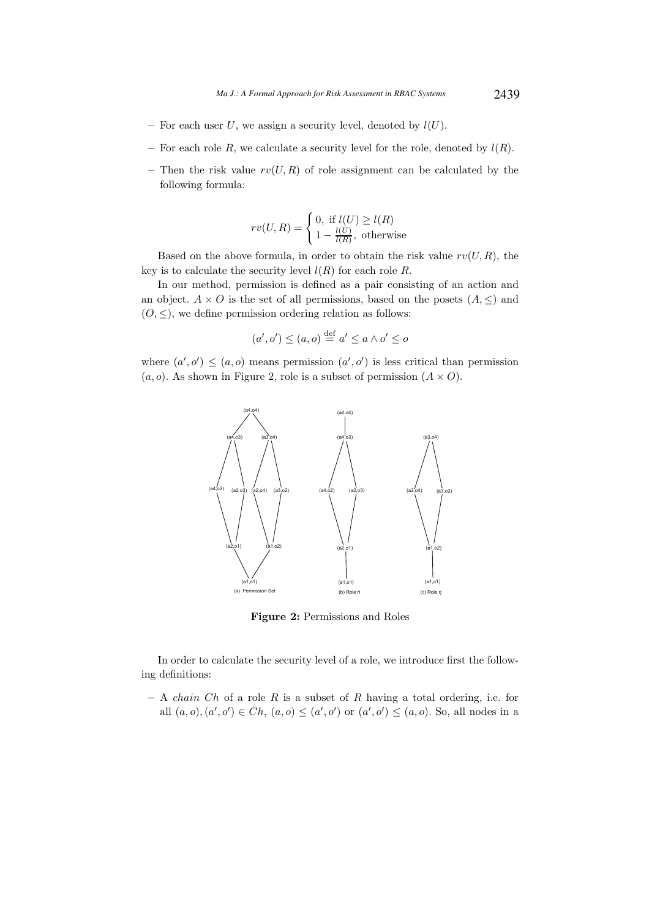– For each user $U$, we assign a security level, denoted by $l(U)$.

– For each role $R$, we calculate a security level for the role, denoted by $l(R)$.

– Then the risk value $rv(U, R)$ of role assignment can be calculated by the following formula:

$$rv(U, R) = \begin{cases} 0, \text{ if } l(U) \geq l(R) \\ 1 - \frac{l(U)}{l(R)}, \text{ otherwise} \end{cases}$$

Based on the above formula, in order to obtain the risk value $rv(U, R)$, the key is to calculate the security level $l(R)$ for each role $R$.

In our method, permission is defined as a pair consisting of an action and an object. $A \times O$ is the set of all permissions, based on the posets $(A, \leq)$ and $(O, \leq)$, we define permission ordering relation as follows:

$$(a', o') \leq (a, o) \stackrel{\text{def}}{=} a' \leq a \wedge o' \leq o$$

where $(a', o') \leq (a, o)$ means permission $(a', o')$ is less critical than permission $(a, o)$. As shown in Figure 2, role is a subset of permission $(A \times O)$.

**Figure 2:** Permissions and Roles

In order to calculate the security level of a role, we introduce first the following definitions:

– A *chain* $Ch$ of a role $R$ is a subset of $R$ having a total ordering, i.e. for all $(a, o), (a', o') \in Ch$, $(a, o) \leq (a', o')$ or $(a', o') \leq (a, o)$. So, all nodes in a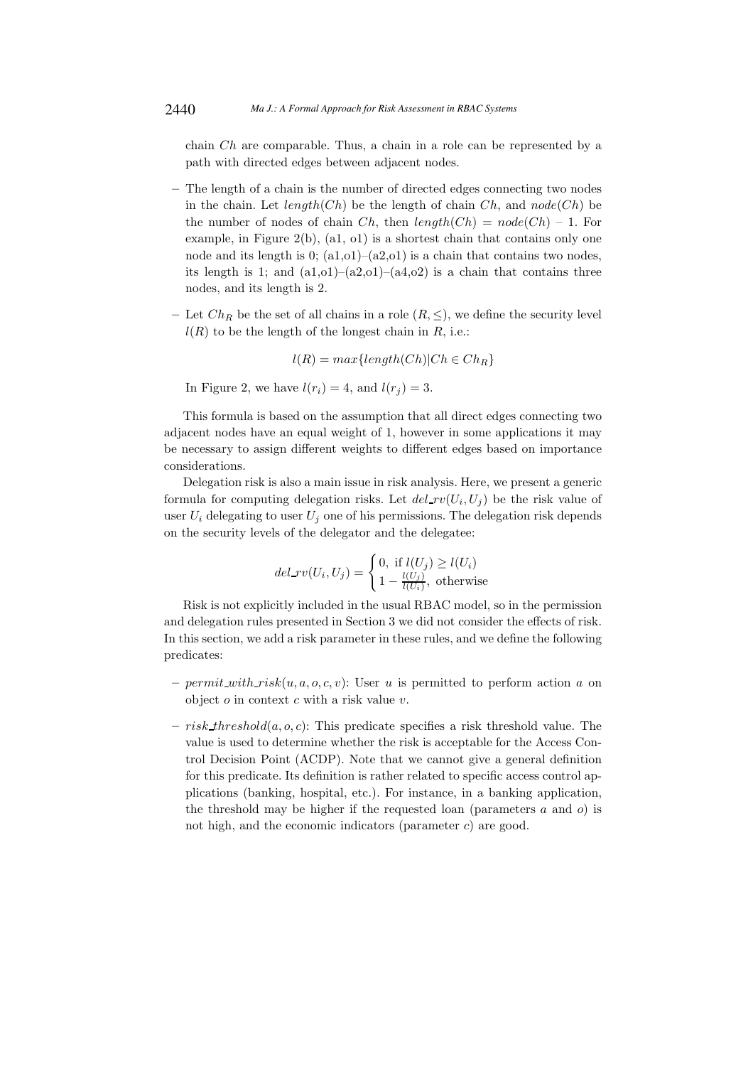chain $Ch$ are comparable. Thus, a chain in a role can be represented by a path with directed edges between adjacent nodes.

- The length of a chain is the number of directed edges connecting two nodes in the chain. Let $length(Ch)$ be the length of chain $Ch$, and $node(Ch)$ be the number of nodes of chain $Ch$, then $length(Ch) = node(Ch) - 1$. For example, in Figure 2(b), (a1, o1) is a shortest chain that contains only one node and its length is 0; (a1,o1)–(a2,o1) is a chain that contains two nodes, its length is 1; and (a1,o1)–(a2,o1)–(a4,o2) is a chain that contains three nodes, and its length is 2.

- Let $Ch_R$ be the set of all chains in a role $(R, \leq)$, we define the security level $l(R)$ to be the length of the longest chain in $R$, i.e.:

$$l(R) = max\{length(Ch)|Ch \in Ch_R\}$$

In Figure 2, we have $l(r_i) = 4$, and $l(r_j) = 3$.

This formula is based on the assumption that all direct edges connecting two adjacent nodes have an equal weight of 1, however in some applications it may be necessary to assign different weights to different edges based on importance considerations.

Delegation risk is also a main issue in risk analysis. Here, we present a generic formula for computing delegation risks. Let $del\_rv(U_i, U_j)$ be the risk value of user $U_i$ delegating to user $U_j$ one of his permissions. The delegation risk depends on the security levels of the delegator and the delegatee:

$$del\_rv(U_i, U_j) = \begin{cases} 0, \text{ if } l(U_j) \geq l(U_i) \\ 1 - \frac{l(U_j)}{l(U_i)}, \text{ otherwise} \end{cases}$$

Risk is not explicitly included in the usual RBAC model, so in the permission and delegation rules presented in Section 3 we did not consider the effects of risk. In this section, we add a risk parameter in these rules, and we define the following predicates:

- $permit\_with\_risk(u, a, o, c, v)$: User $u$ is permitted to perform action $a$ on object $o$ in context $c$ with a risk value $v$.

- $risk\_threshold(a, o, c)$: This predicate specifies a risk threshold value. The value is used to determine whether the risk is acceptable for the Access Control Decision Point (ACDP). Note that we cannot give a general definition for this predicate. Its definition is rather related to specific access control applications (banking, hospital, etc.). For instance, in a banking application, the threshold may be higher if the requested loan (parameters $a$ and $o$) is not high, and the economic indicators (parameter $c$) are good.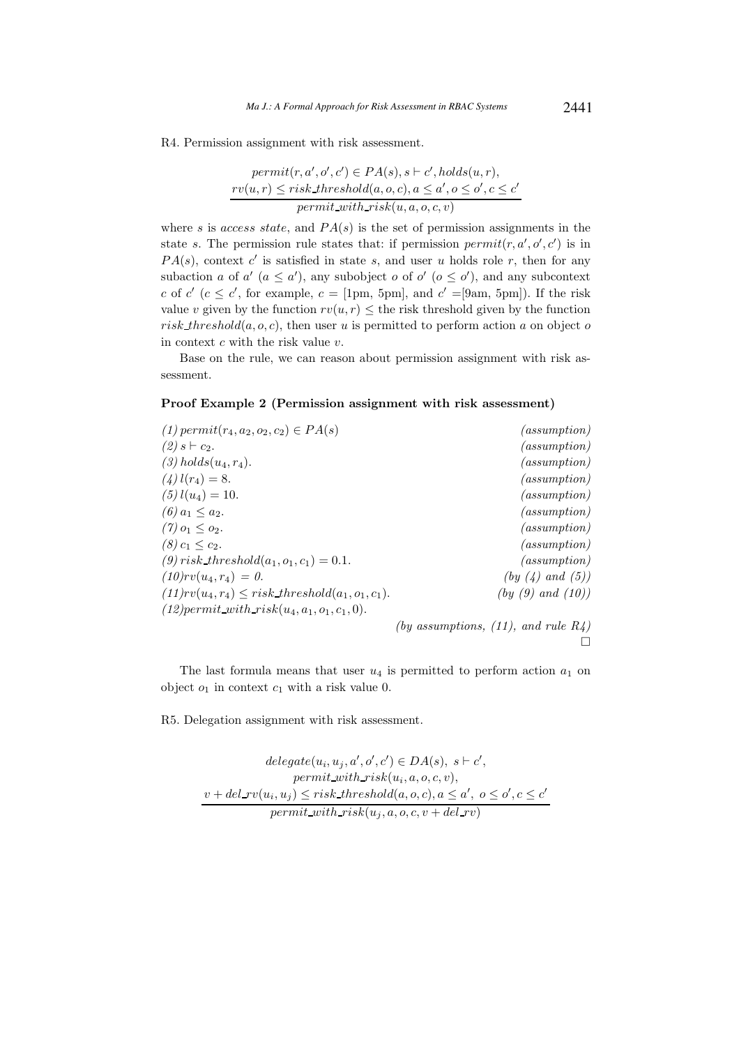R4. Permission assignment with risk assessment.

$$\frac{permit(r, a', o', c') \in PA(s), s \vdash c', holds(u, r), \\ rv(u, r) \leq risk\_threshold(a, o, c), a \leq a', o \leq o', c \leq c'}{permit\_with\_risk(u, a, o, c, v)}$$

where $s$ is *access state*, and $PA(s)$ is the set of permission assignments in the state $s$. The permission rule states that: if permission $permit(r, a', o', c')$ is in $PA(s)$, context $c'$ is satisfied in state $s$, and user $u$ holds role $r$, then for any subaction $a$ of $a'$ ($a \leq a'$), any subobject $o$ of $o'$ ($o \leq o'$), and any subcontext $c$ of $c'$ ($c \leq c'$, for example, $c$ = [1pm, 5pm], and $c'$ =[9am, 5pm]). If the risk value $v$ given by the function $rv(u, r) \leq$ the risk threshold given by the function $risk\_threshold(a, o, c)$, then user $u$ is permitted to perform action $a$ on object $o$ in context $c$ with the risk value $v$.

Base on the rule, we can reason about permission assignment with risk assessment.

**Proof Example 2 (Permission assignment with risk assessment)**

(1) $permit(r_4, a_2, o_2, c_2) \in PA(s)$ *(assumption)*
(2) $s \vdash c_2$. *(assumption)*
(3) $holds(u_4, r_4)$. *(assumption)*
(4) $l(r_4) = 8$. *(assumption)*
(5) $l(u_4) = 10$. *(assumption)*
(6) $a_1 \leq a_2$. *(assumption)*
(7) $o_1 \leq o_2$. *(assumption)*
(8) $c_1 \leq c_2$. *(assumption)*
(9) $risk\_threshold(a_1, o_1, c_1) = 0.1$. *(assumption)*
(10) $rv(u_4, r_4) = 0$. *(by (4) and (5))*
(11) $rv(u_4, r_4) \leq risk\_threshold(a_1, o_1, c_1)$. *(by (9) and (10))*
(12) $permit\_with\_risk(u_4, a_1, o_1, c_1, 0)$.
*(by assumptions, (11), and rule R4)*
□

The last formula means that user $u_4$ is permitted to perform action $a_1$ on object $o_1$ in context $c_1$ with a risk value 0.

R5. Delegation assignment with risk assessment.

$$\frac{delegate(u_i, u_j, a', o', c') \in DA(s),\ s \vdash c', \\ permit\_with\_risk(u_i, a, o, c, v), \\ v + del\_rv(u_i, u_j) \leq risk\_threshold(a, o, c), a \leq a',\ o \leq o', c \leq c'}{permit\_with\_risk(u_j, a, o, c, v + del\_rv)}$$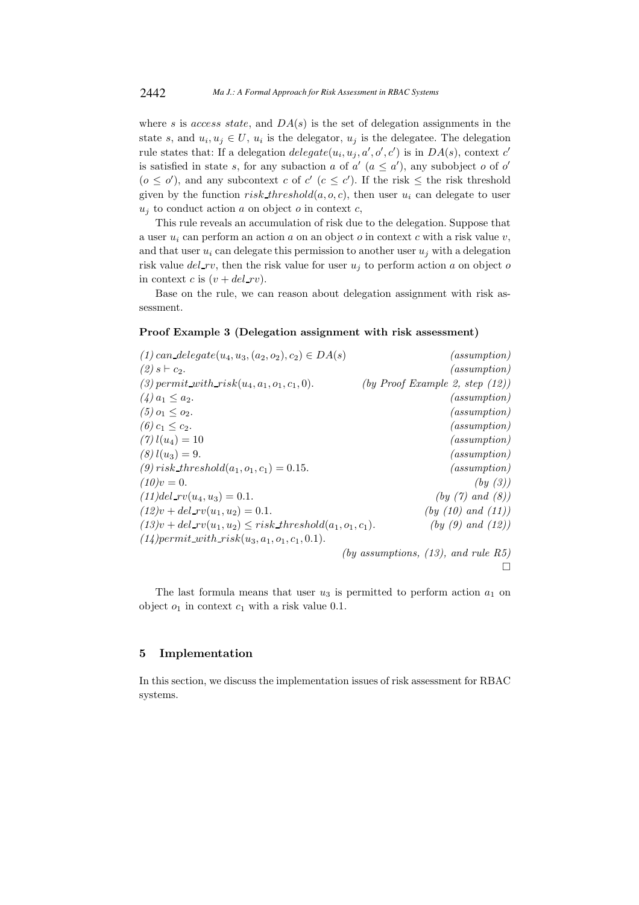where $s$ is *access state*, and $DA(s)$ is the set of delegation assignments in the state $s$, and $u_i, u_j \in U$, $u_i$ is the delegator, $u_j$ is the delegatee. The delegation rule states that: If a delegation $delegate(u_i, u_j, a', o', c')$ is in $DA(s)$, context $c'$ is satisfied in state $s$, for any subaction $a$ of $a'$ ($a \leq a'$), any subobject $o$ of $o'$ ($o \leq o'$), and any subcontext $c$ of $c'$ ($c \leq c'$). If the risk $\leq$ the risk threshold given by the function $risk\_threshold(a, o, c)$, then user $u_i$ can delegate to user $u_j$ to conduct action $a$ on object $o$ in context $c$,

This rule reveals an accumulation of risk due to the delegation. Suppose that a user $u_i$ can perform an action $a$ on an object $o$ in context $c$ with a risk value $v$, and that user $u_i$ can delegate this permission to another user $u_j$ with a delegation risk value $del\_rv$, then the risk value for user $u_j$ to perform action $a$ on object $o$ in context $c$ is $(v + del\_rv)$.

Base on the rule, we can reason about delegation assignment with risk assessment.

**Proof Example 3 (Delegation assignment with risk assessment)**

(1) $can\_delegate(u_4, u_3, (a_2, o_2), c_2) \in DA(s)$ *(assumption)*
(2) $s \vdash c_2$. *(assumption)*
(3) $permit\_with\_risk(u_4, a_1, o_1, c_1, 0)$. *(by Proof Example 2, step (12))*
(4) $a_1 \leq a_2$. *(assumption)*
(5) $o_1 \leq o_2$. *(assumption)*
(6) $c_1 \leq c_2$. *(assumption)*
(7) $l(u_4) = 10$ *(assumption)*
(8) $l(u_3) = 9$. *(assumption)*
(9) $risk\_threshold(a_1, o_1, c_1) = 0.15$. *(assumption)*
(10) $v = 0$. *(by (3))*
(11) $del\_rv(u_4, u_3) = 0.1$. *(by (7) and (8))*
(12) $v + del\_rv(u_1, u_2) = 0.1$. *(by (10) and (11))*
(13) $v + del\_rv(u_1, u_2) \leq risk\_threshold(a_1, o_1, c_1)$. *(by (9) and (12))*
(14) $permit\_with\_risk(u_3, a_1, o_1, c_1, 0.1)$. *(by assumptions, (13), and rule R5)*

□

The last formula means that user $u_3$ is permitted to perform action $a_1$ on object $o_1$ in context $c_1$ with a risk value 0.1.

## 5 Implementation

In this section, we discuss the implementation issues of risk assessment for RBAC systems.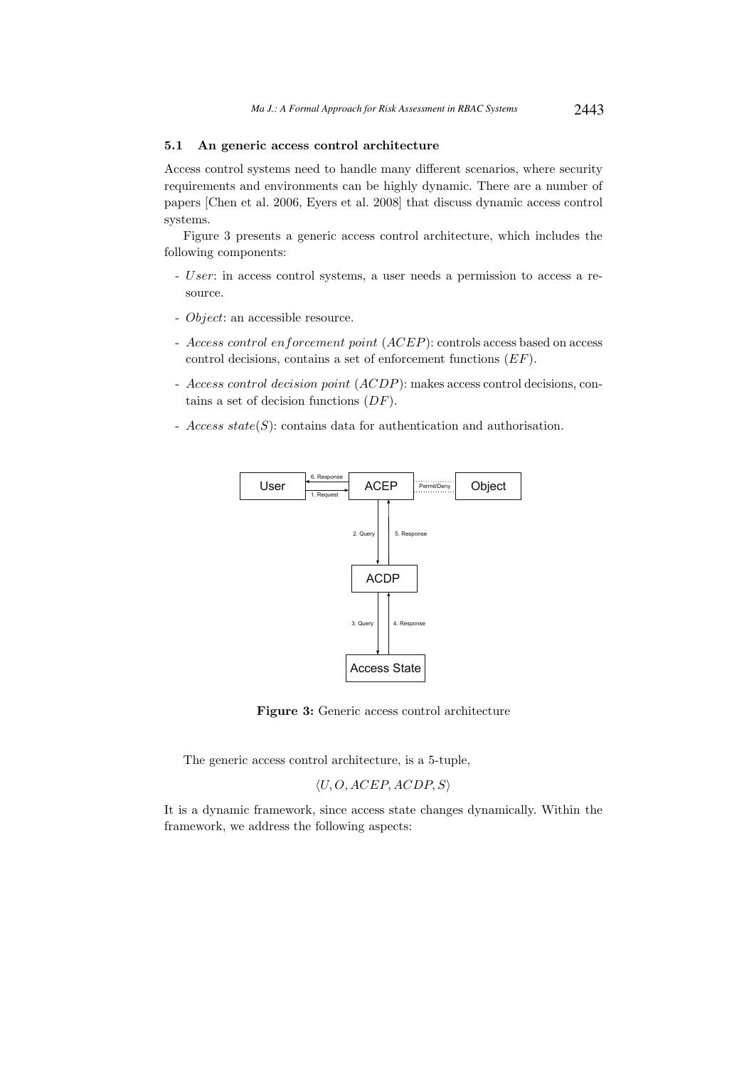### 5.1 An generic access control architecture

Access control systems need to handle many different scenarios, where security requirements and environments can be highly dynamic. There are a number of papers [Chen et al. 2006, Eyers et al. 2008] that discuss dynamic access control systems.

Figure 3 presents a generic access control architecture, which includes the following components:

- *User*: in access control systems, a user needs a permission to access a resource.
- *Object*: an accessible resource.
- *Access control enforcement point* ($ACEP$): controls access based on access control decisions, contains a set of enforcement functions ($EF$).
- *Access control decision point* ($ACDP$): makes access control decisions, contains a set of decision functions ($DF$).
- *Access state*($S$): contains data for authentication and authorisation.

**Figure 3:** Generic access control architecture

The generic access control architecture, is a 5-tuple,

$$\langle U, O, ACEP, ACDP, S \rangle$$

It is a dynamic framework, since access state changes dynamically. Within the framework, we address the following aspects: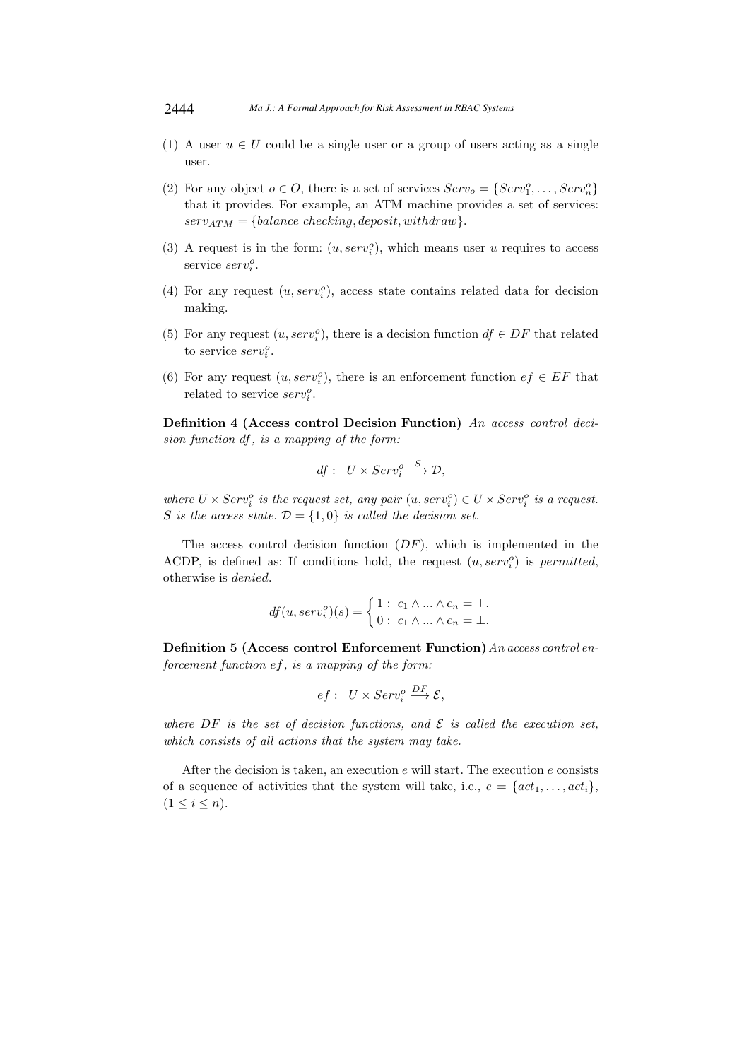(1) A user $u \in U$ could be a single user or a group of users acting as a single user.

(2) For any object $o \in O$, there is a set of services $Serv_o = \{Serv_1^o, \ldots, Serv_n^o\}$ that it provides. For example, an ATM machine provides a set of services: $serv_{ATM} = \{balance\_checking, deposit, withdraw\}$.

(3) A request is in the form: $(u, serv_i^o)$, which means user $u$ requires to access service $serv_i^o$.

(4) For any request $(u, serv_i^o)$, access state contains related data for decision making.

(5) For any request $(u, serv_i^o)$, there is a decision function $df \in DF$ that related to service $serv_i^o$.

(6) For any request $(u, serv_i^o)$, there is an enforcement function $ef \in EF$ that related to service $serv_i^o$.

**Definition 4 (Access control Decision Function)** *An access control decision function $df$, is a mapping of the form:*

$$df: \ U \times Serv_i^o \xrightarrow{S} \mathcal{D},$$

*where $U \times Serv_i^o$ is the request set, any pair $(u, serv_i^o) \in U \times Serv_i^o$ is a request. $S$ is the access state. $\mathcal{D} = \{1, 0\}$ is called the decision set.*

The access control decision function $(DF)$, which is implemented in the ACDP, is defined as: If conditions hold, the request $(u, serv_i^o)$ is *permitted*, otherwise is *denied*.

$$df(u, serv_i^o)(s) = \begin{cases} 1: \ c_1 \wedge ... \wedge c_n = \top. \\ 0: \ c_1 \wedge ... \wedge c_n = \bot. \end{cases}$$

**Definition 5 (Access control Enforcement Function)** *An access control enforcement function $ef$, is a mapping of the form:*

$$ef: \ U \times Serv_i^o \xrightarrow{DF} \mathcal{E},$$

*where $DF$ is the set of decision functions, and $\mathcal{E}$ is called the execution set, which consists of all actions that the system may take.*

After the decision is taken, an execution $e$ will start. The execution $e$ consists of a sequence of activities that the system will take, i.e., $e = \{act_1, \ldots, act_i\}$, $(1 \leq i \leq n)$.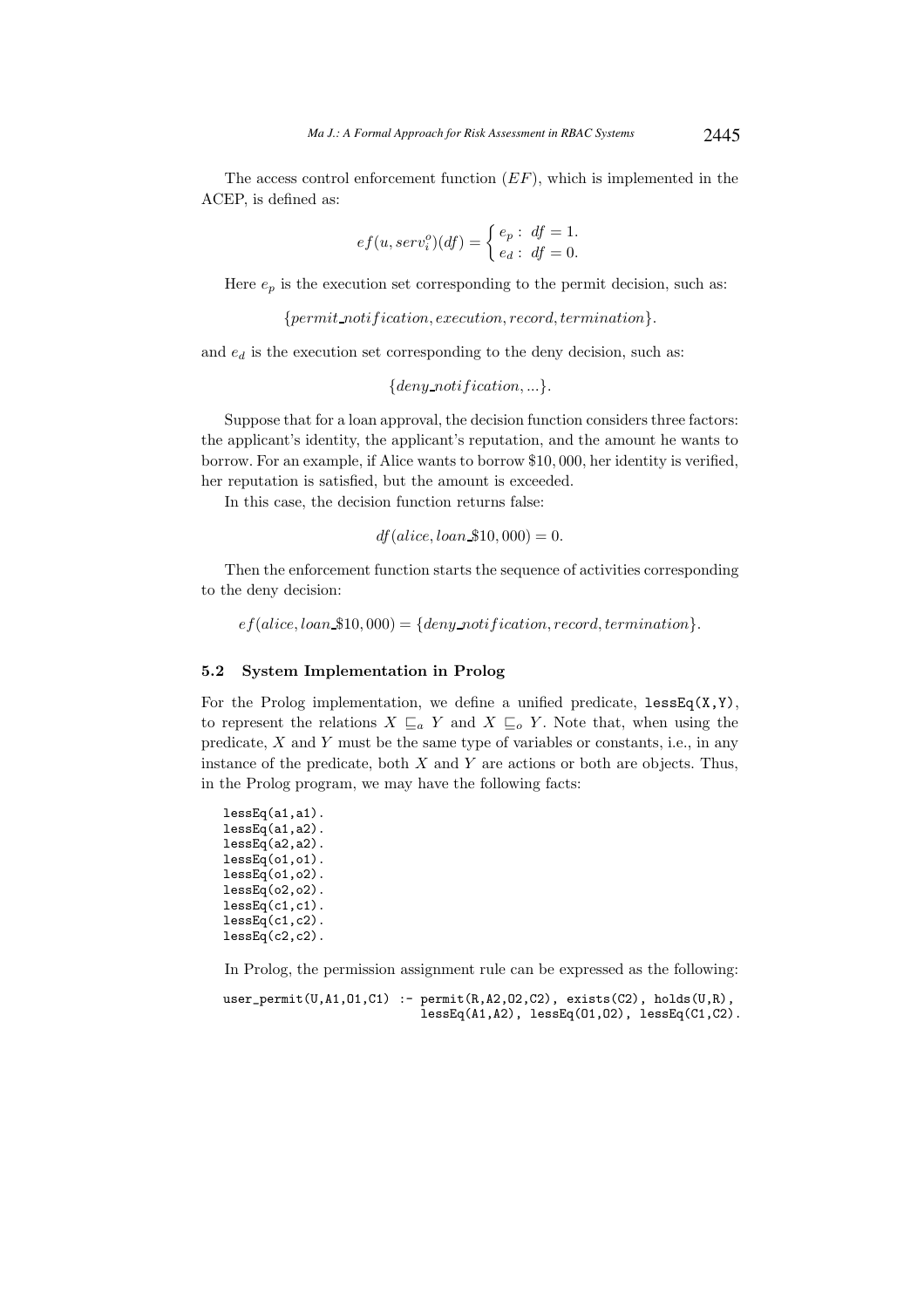The access control enforcement function ($EF$), which is implemented in the ACEP, is defined as:

$$ef(u, serv_i^o)(df) = \begin{cases} e_p : \ df = 1. \\ e_d : \ df = 0. \end{cases}$$

Here $e_p$ is the execution set corresponding to the permit decision, such as:

$$\{permit\_notification, execution, record, termination\}.$$

and $e_d$ is the execution set corresponding to the deny decision, such as:

$$\{deny\_notification, ...\}.$$

Suppose that for a loan approval, the decision function considers three factors: the applicant's identity, the applicant's reputation, and the amount he wants to borrow. For an example, if Alice wants to borrow \$10,000, her identity is verified, her reputation is satisfied, but the amount is exceeded.

In this case, the decision function returns false:

$$df(alice, loan\_\$10,000) = 0.$$

Then the enforcement function starts the sequence of activities corresponding to the deny decision:

$$ef(alice, loan\_\$10,000) = \{deny\_notification, record, termination\}.$$

### 5.2 System Implementation in Prolog

For the Prolog implementation, we define a unified predicate, `lessEq(X,Y)`, to represent the relations $X \sqsubseteq_a Y$ and $X \sqsubseteq_o Y$. Note that, when using the predicate, $X$ and $Y$ must be the same type of variables or constants, i.e., in any instance of the predicate, both $X$ and $Y$ are actions or both are objects. Thus, in the Prolog program, we may have the following facts:

```
lessEq(a1,a1).
lessEq(a1,a2).
lessEq(a2,a2).
lessEq(o1,o1).
lessEq(o1,o2).
lessEq(o2,o2).
lessEq(c1,c1).
lessEq(c1,c2).
lessEq(c2,c2).
```

In Prolog, the permission assignment rule can be expressed as the following:

```
user_permit(U,A1,O1,C1) :- permit(R,A2,O2,C2), exists(C2), holds(U,R),
                           lessEq(A1,A2), lessEq(O1,O2), lessEq(C1,C2).
```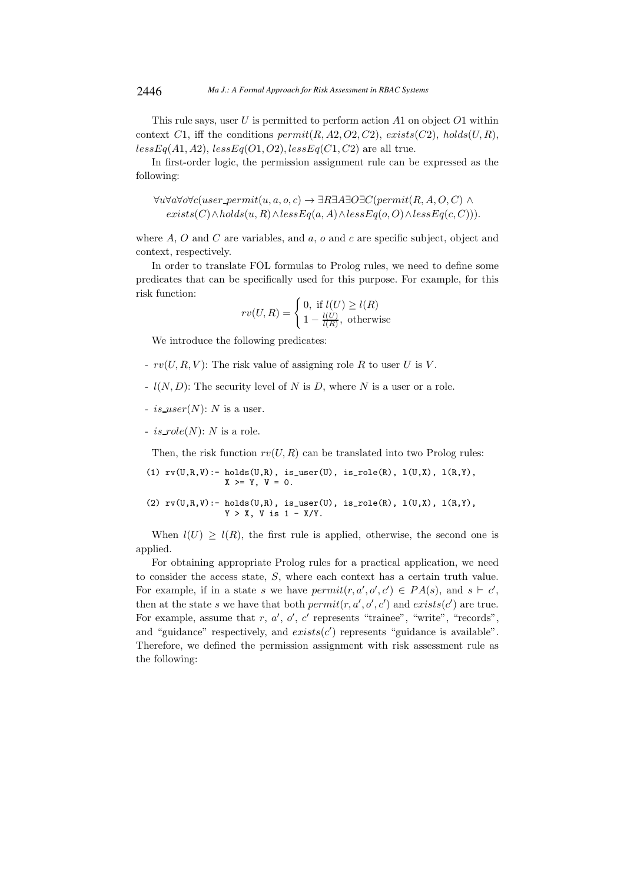This rule says, user $U$ is permitted to perform action $A1$ on object $O1$ within context $C1$, iff the conditions $permit(R, A2, O2, C2)$, $exists(C2)$, $holds(U, R)$, $lessEq(A1, A2)$, $lessEq(O1, O2)$, $lessEq(C1, C2)$ are all true.

In first-order logic, the permission assignment rule can be expressed as the following:

$$\forall u \forall a \forall o \forall c(user\_permit(u, a, o, c) \rightarrow \exists R \exists A \exists O \exists C(permit(R, A, O, C) \wedge exists(C) \wedge holds(u, R) \wedge lessEq(a, A) \wedge lessEq(o, O) \wedge lessEq(c, C))).$$

where $A$, $O$ and $C$ are variables, and $a$, $o$ and $c$ are specific subject, object and context, respectively.

In order to translate FOL formulas to Prolog rules, we need to define some predicates that can be specifically used for this purpose. For example, for this risk function:

$$rv(U, R) = \begin{cases} 0, \text{ if } l(U) \geq l(R) \\ 1 - \frac{l(U)}{l(R)}, \text{ otherwise} \end{cases}$$

We introduce the following predicates:

- $rv(U, R, V)$: The risk value of assigning role $R$ to user $U$ is $V$.
- $l(N, D)$: The security level of $N$ is $D$, where $N$ is a user or a role.
- $is\_user(N)$: $N$ is a user.
- $is\_role(N)$: $N$ is a role.

Then, the risk function $rv(U, R)$ can be translated into two Prolog rules:

```
(1) rv(U,R,V):- holds(U,R), is_user(U), is_role(R), l(U,X), l(R,Y),
                X >= Y, V = 0.

(2) rv(U,R,V):- holds(U,R), is_user(U), is_role(R), l(U,X), l(R,Y),
                Y > X, V is 1 - X/Y.
```

When $l(U) \geq l(R)$, the first rule is applied, otherwise, the second one is applied.

For obtaining appropriate Prolog rules for a practical application, we need to consider the access state, $S$, where each context has a certain truth value. For example, if in a state $s$ we have $permit(r, a', o', c') \in PA(s)$, and $s \vdash c'$, then at the state $s$ we have that both $permit(r, a', o', c')$ and $exists(c')$ are true. For example, assume that $r$, $a'$, $o'$, $c'$ represents "trainee", "write", "records", and "guidance" respectively, and $exists(c')$ represents "guidance is available". Therefore, we defined the permission assignment with risk assessment rule as the following: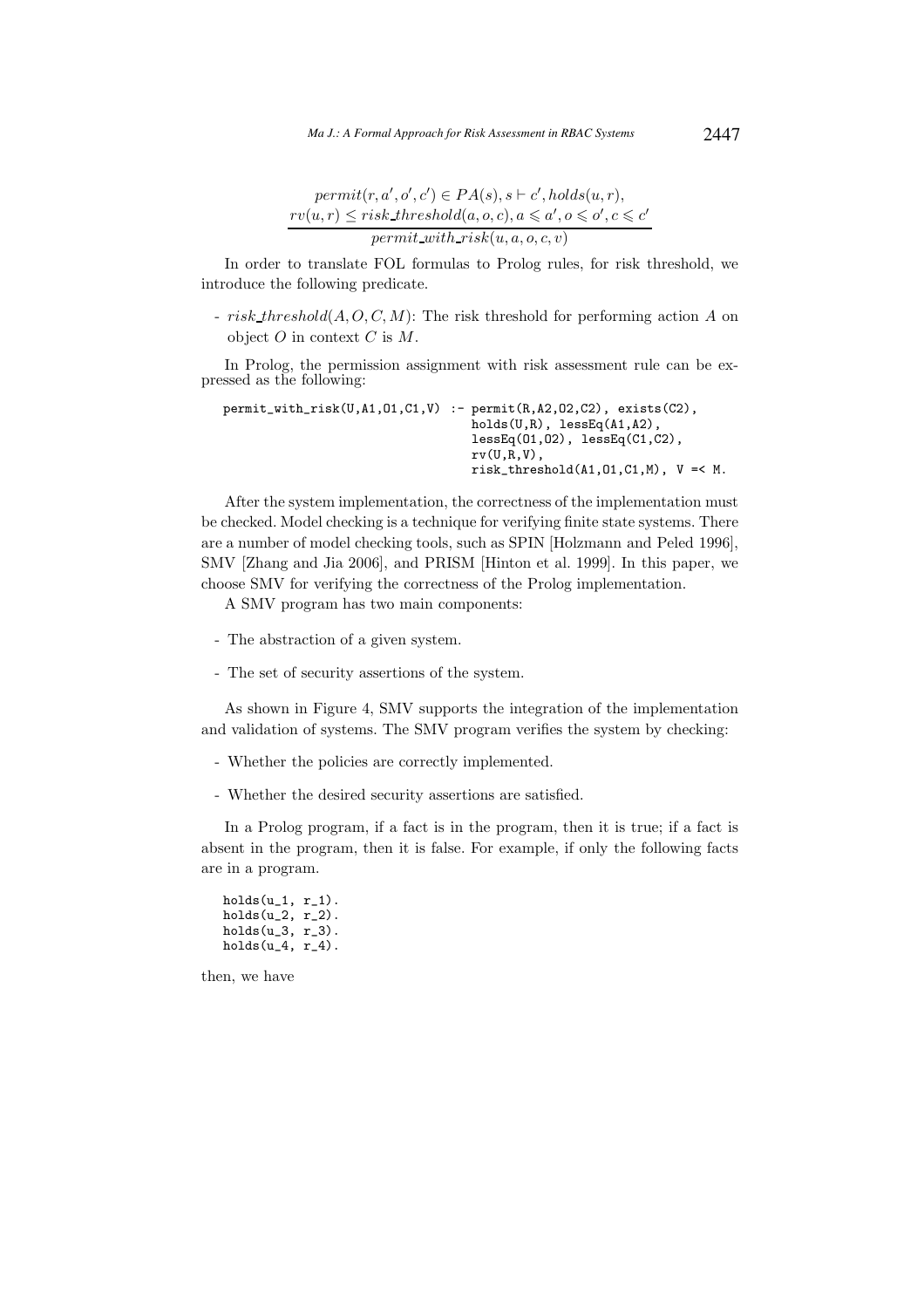$$\frac{permit(r, a', o', c') \in PA(s), s \vdash c', holds(u, r), \quad rv(u, r) \leq risk\_threshold(a, o, c), a \leqslant a', o \leqslant o', c \leqslant c'}{permit\_with\_risk(u, a, o, c, v)}$$

In order to translate FOL formulas to Prolog rules, for risk threshold, we introduce the following predicate.

- $risk\_threshold(A, O, C, M)$: The risk threshold for performing action $A$ on object $O$ in context $C$ is $M$.

In Prolog, the permission assignment with risk assessment rule can be expressed as the following:

```
permit_with_risk(U,A1,O1,C1,V) :- permit(R,A2,O2,C2), exists(C2),
                                  holds(U,R), lessEq(A1,A2),
                                  lessEq(O1,O2), lessEq(C1,C2),
                                  rv(U,R,V),
                                  risk_threshold(A1,O1,C1,M), V =< M.
```

After the system implementation, the correctness of the implementation must be checked. Model checking is a technique for verifying finite state systems. There are a number of model checking tools, such as SPIN [Holzmann and Peled 1996], SMV [Zhang and Jia 2006], and PRISM [Hinton et al. 1999]. In this paper, we choose SMV for verifying the correctness of the Prolog implementation.

A SMV program has two main components:

- The abstraction of a given system.
- The set of security assertions of the system.

As shown in Figure 4, SMV supports the integration of the implementation and validation of systems. The SMV program verifies the system by checking:

- Whether the policies are correctly implemented.
- Whether the desired security assertions are satisfied.

In a Prolog program, if a fact is in the program, then it is true; if a fact is absent in the program, then it is false. For example, if only the following facts are in a program.

```
holds(u_1, r_1).
holds(u_2, r_2).
holds(u_3, r_3).
holds(u_4, r_4).
```

then, we have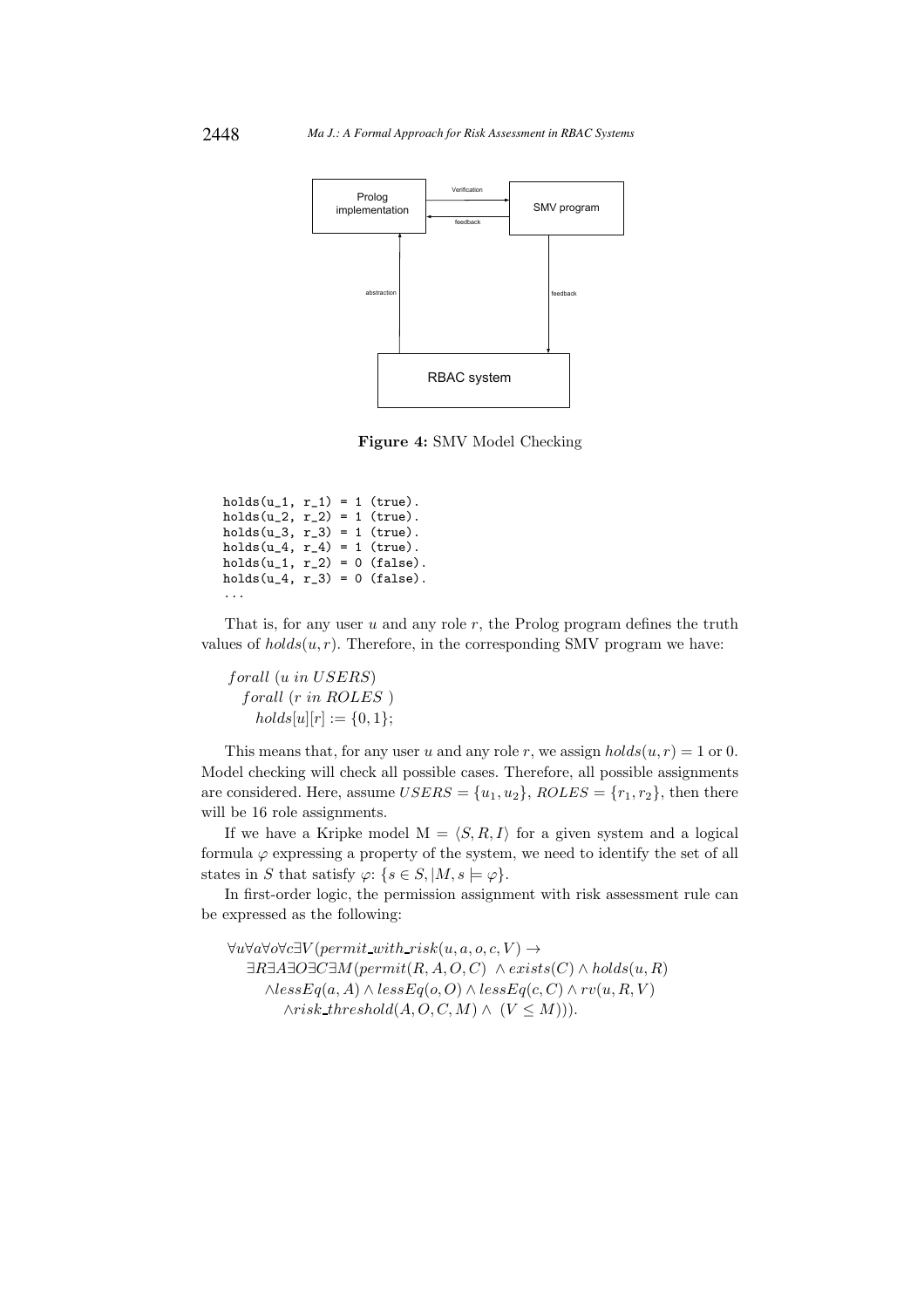**Figure 4:** SMV Model Checking

```
holds(u_1, r_1) = 1 (true).
holds(u_2, r_2) = 1 (true).
holds(u_3, r_3) = 1 (true).
holds(u_4, r_4) = 1 (true).
holds(u_1, r_2) = 0 (false).
holds(u_4, r_3) = 0 (false).
...
```

That is, for any user $u$ and any role $r$, the Prolog program defines the truth values of $holds(u, r)$. Therefore, in the corresponding SMV program we have:

$$
\begin{array}{l}
forall\ (u\ in\ USERS) \\
\quad forall\ (r\ in\ ROLES\ ) \\
\quad\quad holds[u][r] := \{0, 1\};
\end{array}
$$

This means that, for any user $u$ and any role $r$, we assign $holds(u, r) = 1$ or 0. Model checking will check all possible cases. Therefore, all possible assignments are considered. Here, assume $USERS = \{u_1, u_2\}$, $ROLES = \{r_1, r_2\}$, then there will be 16 role assignments.

If we have a Kripke model $\mathrm{M} = \langle S, R, I\rangle$ for a given system and a logical formula $\varphi$ expressing a property of the system, we need to identify the set of all states in $S$ that satisfy $\varphi$: $\{s \in S, |M, s \models \varphi\}$.

In first-order logic, the permission assignment with risk assessment rule can be expressed as the following:

$$
\begin{array}{l}
\forall u \forall a \forall o \forall c \exists V (permit\_with\_risk(u, a, o, c, V) \rightarrow \\
\quad \exists R \exists A \exists O \exists C \exists M (permit(R, A, O, C)\ \wedge exists(C) \wedge holds(u, R) \\
\quad\quad \wedge lessEq(a, A) \wedge lessEq(o, O) \wedge lessEq(c, C) \wedge rv(u, R, V) \\
\quad\quad\quad \wedge risk\_threshold(A, O, C, M) \wedge\ (V \leq M))).
\end{array}
$$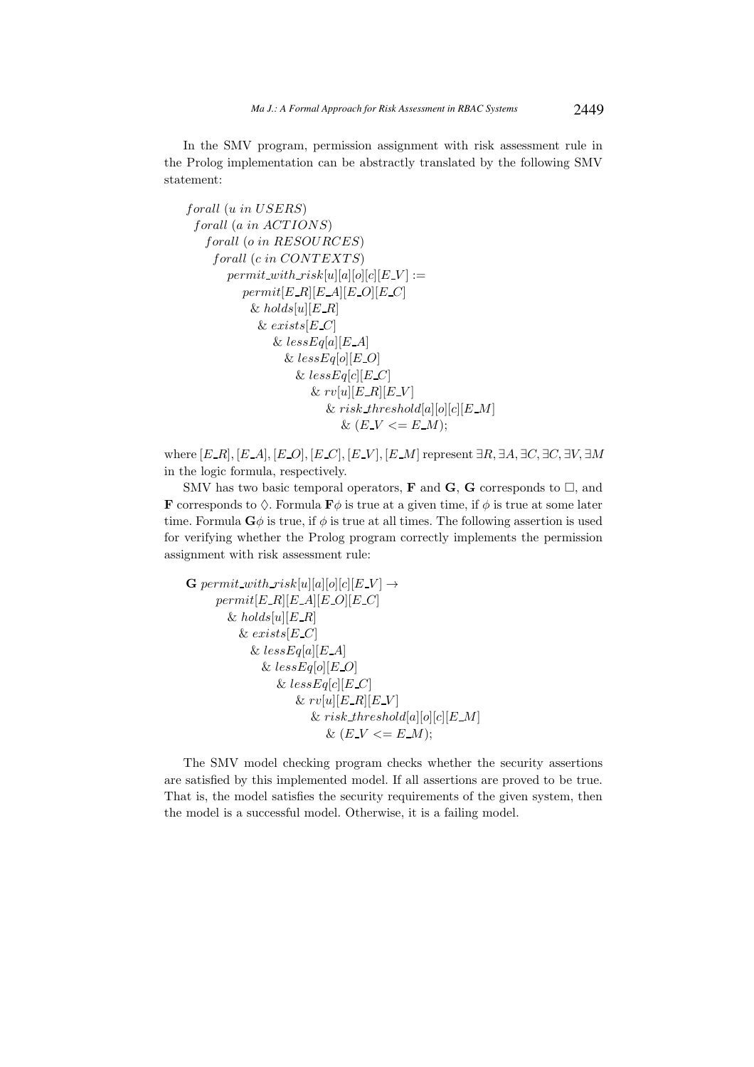In the SMV program, permission assignment with risk assessment rule in the Prolog implementation can be abstractly translated by the following SMV statement:

$$
\begin{array}{l}
forall\ (u\ in\ USERS) \\
\quad forall\ (a\ in\ ACTIONS) \\
\quad\quad forall\ (o\ in\ RESOURCES) \\
\quad\quad\quad forall\ (c\ in\ CONTEXTS) \\
\quad\quad\quad\quad permit\_with\_risk[u][a][o][c][E\_V] := \\
\quad\quad\quad\quad\quad permit[E\_R][E\_A][E\_O][E\_C] \\
\quad\quad\quad\quad\quad\quad \&\ holds[u][E\_R] \\
\quad\quad\quad\quad\quad\quad\quad \&\ exists[E\_C] \\
\quad\quad\quad\quad\quad\quad\quad\quad \&\ lessEq[a][E\_A] \\
\quad\quad\quad\quad\quad\quad\quad\quad\quad \&\ lessEq[o][E\_O] \\
\quad\quad\quad\quad\quad\quad\quad\quad\quad\quad \&\ lessEq[c][E\_C] \\
\quad\quad\quad\quad\quad\quad\quad\quad\quad\quad\quad \&\ rv[u][E\_R][E\_V] \\
\quad\quad\quad\quad\quad\quad\quad\quad\quad\quad\quad\quad \&\ risk\_threshold[a][o][c][E\_M] \\
\quad\quad\quad\quad\quad\quad\quad\quad\quad\quad\quad\quad\quad \&\ (E\_V <= E\_M);
\end{array}
$$

where $[E\_R], [E\_A], [E\_O], [E\_C], [E\_V], [E\_M]$ represent $\exists R, \exists A, \exists C, \exists C, \exists V, \exists M$ in the logic formula, respectively.

SMV has two basic temporal operators, **F** and **G**, **G** corresponds to $\Box$, and **F** corresponds to $\Diamond$. Formula $\mathbf{F}\phi$ is true at a given time, if $\phi$ is true at some later time. Formula $\mathbf{G}\phi$ is true, if $\phi$ is true at all times. The following assertion is used for verifying whether the Prolog program correctly implements the permission assignment with risk assessment rule:

$$
\begin{array}{l}
\mathbf{G}\ permit\_with\_risk[u][a][o][c][E\_V] \rightarrow \\
\quad\quad permit[E\_R][E\_A][E\_O][E\_C] \\
\quad\quad\quad \&\ holds[u][E\_R] \\
\quad\quad\quad\quad \&\ exists[E\_C] \\
\quad\quad\quad\quad\quad \&\ lessEq[a][E\_A] \\
\quad\quad\quad\quad\quad\quad \&\ lessEq[o][E\_O] \\
\quad\quad\quad\quad\quad\quad\quad \&\ lessEq[c][E\_C] \\
\quad\quad\quad\quad\quad\quad\quad\quad \&\ rv[u][E\_R][E\_V] \\
\quad\quad\quad\quad\quad\quad\quad\quad\quad \&\ risk\_threshold[a][o][c][E\_M] \\
\quad\quad\quad\quad\quad\quad\quad\quad\quad\quad \&\ (E\_V <= E\_M);
\end{array}
$$

The SMV model checking program checks whether the security assertions are satisfied by this implemented model. If all assertions are proved to be true. That is, the model satisfies the security requirements of the given system, then the model is a successful model. Otherwise, it is a failing model.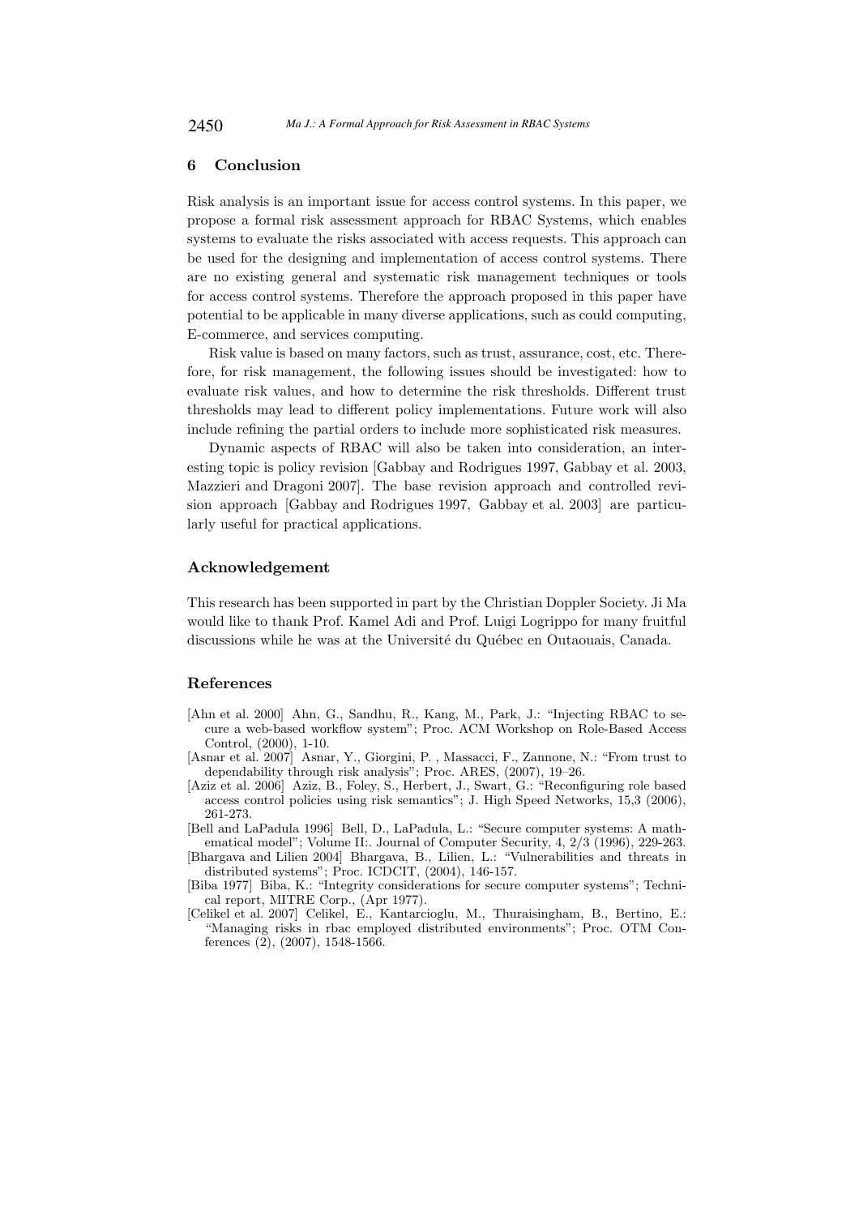## 6 Conclusion

Risk analysis is an important issue for access control systems. In this paper, we propose a formal risk assessment approach for RBAC Systems, which enables systems to evaluate the risks associated with access requests. This approach can be used for the designing and implementation of access control systems. There are no existing general and systematic risk management techniques or tools for access control systems. Therefore the approach proposed in this paper have potential to be applicable in many diverse applications, such as could computing, E-commerce, and services computing.

Risk value is based on many factors, such as trust, assurance, cost, etc. Therefore, for risk management, the following issues should be investigated: how to evaluate risk values, and how to determine the risk thresholds. Different trust thresholds may lead to different policy implementations. Future work will also include refining the partial orders to include more sophisticated risk measures.

Dynamic aspects of RBAC will also be taken into consideration, an interesting topic is policy revision [Gabbay and Rodrigues 1997, Gabbay et al. 2003, Mazzieri and Dragoni 2007]. The base revision approach and controlled revision approach [Gabbay and Rodrigues 1997, Gabbay et al. 2003] are particularly useful for practical applications.

## Acknowledgement

This research has been supported in part by the Christian Doppler Society. Ji Ma would like to thank Prof. Kamel Adi and Prof. Luigi Logrippo for many fruitful discussions while he was at the Université du Québec en Outaouais, Canada.

## References

[Ahn et al. 2000] Ahn, G., Sandhu, R., Kang, M., Park, J.: "Injecting RBAC to secure a web-based workflow system"; Proc. ACM Workshop on Role-Based Access Control, (2000), 1-10.

[Asnar et al. 2007] Asnar, Y., Giorgini, P. , Massacci, F., Zannone, N.: "From trust to dependability through risk analysis"; Proc. ARES, (2007), 19–26.

[Aziz et al. 2006] Aziz, B., Foley, S., Herbert, J., Swart, G.: "Reconfiguring role based access control policies using risk semantics"; J. High Speed Networks, 15,3 (2006), 261-273.

[Bell and LaPadula 1996] Bell, D., LaPadula, L.: "Secure computer systems: A mathematical model"; Volume II:. Journal of Computer Security, 4, 2/3 (1996), 229-263.

[Bhargava and Lilien 2004] Bhargava, B., Lilien, L.: "Vulnerabilities and threats in distributed systems"; Proc. ICDCIT, (2004), 146-157.

[Biba 1977] Biba, K.: "Integrity considerations for secure computer systems"; Technical report, MITRE Corp., (Apr 1977).

[Celikel et al. 2007] Celikel, E., Kantarcioglu, M., Thuraisingham, B., Bertino, E.: "Managing risks in rbac employed distributed environments"; Proc. OTM Conferences (2), (2007), 1548-1566.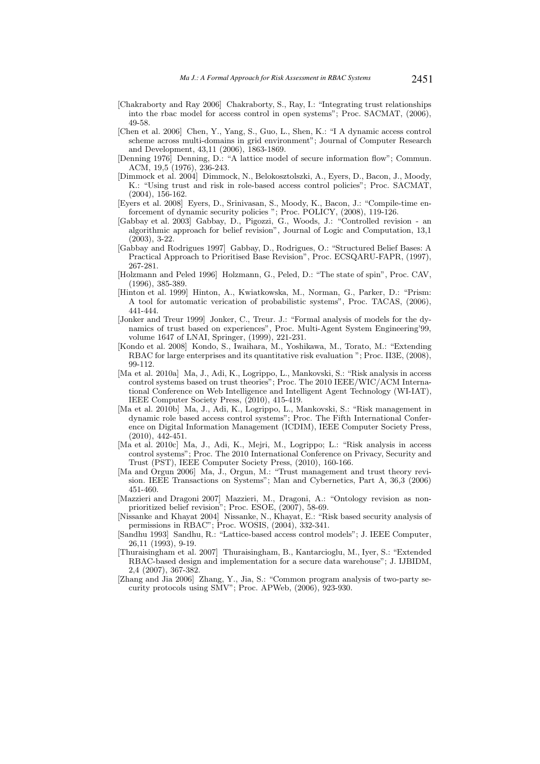[Chakraborty and Ray 2006] Chakraborty, S., Ray, I.: "Integrating trust relationships into the rbac model for access control in open systems"; Proc. SACMAT, (2006), 49-58.

[Chen et al. 2006] Chen, Y., Yang, S., Guo, L., Shen, K.: "I A dynamic access control scheme across multi-domains in grid environment"; Journal of Computer Research and Development, 43,11 (2006), 1863-1869.

[Denning 1976] Denning, D.: "A lattice model of secure information flow"; Commun. ACM, 19,5 (1976), 236-243.

[Dimmock et al. 2004] Dimmock, N., Belokosztolszki, A., Eyers, D., Bacon, J., Moody, K.: "Using trust and risk in role-based access control policies"; Proc. SACMAT, (2004), 156-162.

[Eyers et al. 2008] Eyers, D., Srinivasan, S., Moody, K., Bacon, J.: "Compile-time enforcement of dynamic security policies "; Proc. POLICY, (2008), 119-126.

[Gabbay et al. 2003] Gabbay, D., Pigozzi, G., Woods, J.: "Controlled revision - an algorithmic approach for belief revision", Journal of Logic and Computation, 13,1 (2003), 3-22.

[Gabbay and Rodrigues 1997] Gabbay, D., Rodrigues, O.: "Structured Belief Bases: A Practical Approach to Prioritised Base Revision", Proc. ECSQARU-FAPR, (1997), 267-281.

[Holzmann and Peled 1996] Holzmann, G., Peled, D.: "The state of spin", Proc. CAV, (1996), 385-389.

[Hinton et al. 1999] Hinton, A., Kwiatkowska, M., Norman, G., Parker, D.: "Prism: A tool for automatic verication of probabilistic systems", Proc. TACAS, (2006), 441-444.

[Jonker and Treur 1999] Jonker, C., Treur. J.: "Formal analysis of models for the dynamics of trust based on experiences", Proc. Multi-Agent System Engineering'99, volume 1647 of LNAI, Springer, (1999), 221-231.

[Kondo et al. 2008] Kondo, S., Iwaihara, M., Yoshikawa, M., Torato, M.: "Extending RBAC for large enterprises and its quantitative risk evaluation "; Proc. II3E, (2008), 99-112.

[Ma et al. 2010a] Ma, J., Adi, K., Logrippo, L., Mankovski, S.: "Risk analysis in access control systems based on trust theories"; Proc. The 2010 IEEE/WIC/ACM International Conference on Web Intelligence and Intelligent Agent Technology (WI-IAT), IEEE Computer Society Press, (2010), 415-419.

[Ma et al. 2010b] Ma, J., Adi, K., Logrippo, L., Mankovski, S.: "Risk management in dynamic role based access control systems"; Proc. The Fifth International Conference on Digital Information Management (ICDIM), IEEE Computer Society Press, (2010), 442-451.

[Ma et al. 2010c] Ma, J., Adi, K., Mejri, M., Logrippo; L.: "Risk analysis in access control systems"; Proc. The 2010 International Conference on Privacy, Security and Trust (PST), IEEE Computer Society Press, (2010), 160-166.

[Ma and Orgun 2006] Ma, J., Orgun, M.: "Trust management and trust theory revision. IEEE Transactions on Systems"; Man and Cybernetics, Part A, 36,3 (2006) 451-460.

[Mazzieri and Dragoni 2007] Mazzieri, M., Dragoni, A.: "Ontology revision as non-prioritized belief revision"; Proc. ESOE, (2007), 58-69.

[Nissanke and Khayat 2004] Nissanke, N., Khayat, E.: "Risk based security analysis of permissions in RBAC"; Proc. WOSIS, (2004), 332-341.

[Sandhu 1993] Sandhu, R.: "Lattice-based access control models"; J. IEEE Computer, 26,11 (1993), 9-19.

[Thuraisingham et al. 2007] Thuraisingham, B., Kantarcioglu, M., Iyer, S.: "Extended RBAC-based design and implementation for a secure data warehouse"; J. IJBIDM, 2,4 (2007), 367-382.

[Zhang and Jia 2006] Zhang, Y., Jia, S.: "Common program analysis of two-party security protocols using SMV"; Proc. APWeb, (2006), 923-930.